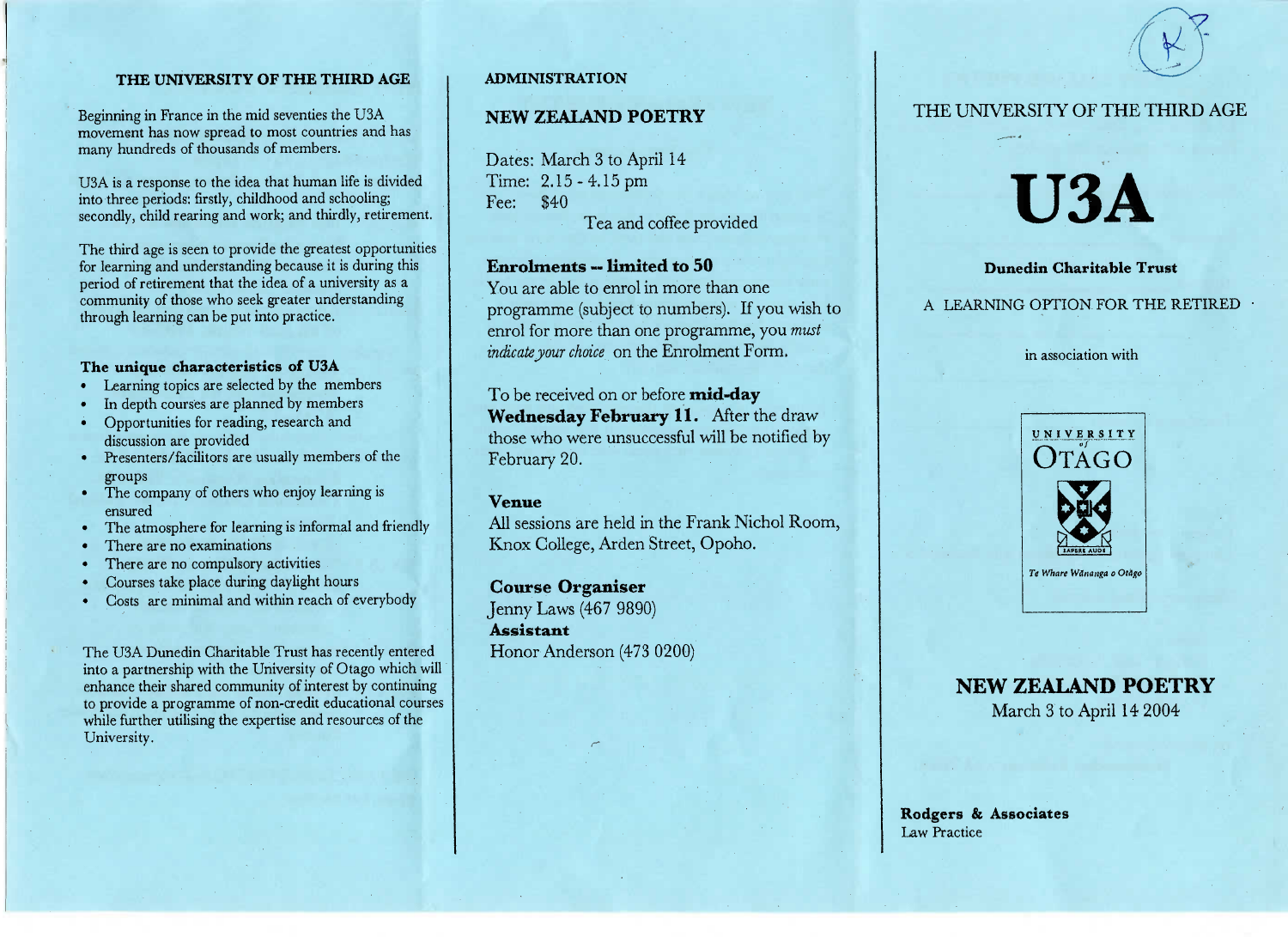## THE UNIVERSITY OF THE THIRD AGE

Beginning in France in the mid seventies the U3A movement has now spread to most countries and has many hundreds of thousands of members.

U3A is a response to the idea that human life is divided into three periods: firstly, childhood and schooling; secondly, child rearing and work; and thirdly, retirement.

The third age is seen to provide the greatest opportunities for learning and understanding because it is during this period of retirement that the idea of a university as a community of those who seek greater understanding through learning can be put into practice.

### The unique characteristics of U3A

- Learning topics are selected by the members
- In depth courses are planned by members
- Opportunities for reading, research and discussion are provided
- Presenters/facilitators are usually members of the groups
- The company of others who enjoy learning is ensured
- The atmosphere for learning is informal and friendly
- There are no examinations
- There are no compulsory activities
- Courses take place during daylight hours
- Costs are minimal and within reach of everybody

The U3A Dunedin Charitable Trust has recently entered into a partnership with the University of Otago which will enhance their shared community of interest by continuing to provide a programme of non-credit educational courses while further utilising the expertise and resources of the University.

## ADMINISTRATION

## NEW ZEALAND POETRY

Dates: March 3 to April 14
Time: 2.15 - 4.15 pm
Fee: $40

Tea and coffee provided

**Enrolments -- limited to 50**

You are able to enrol in more than one programme (subject to numbers). If you wish to enrol for more than one programme, you *must indicate your choice* on the Enrolment Form.

To be received on or before **mid-day Wednesday February 11.** After the draw those who were unsuccessful will be notified by February 20.

**Venue**

All sessions are held in the Frank Nichol Room, Knox College, Arden Street, Opoho.

**Course Organiser**
Jenny Laws (467 9890)
**Assistant**
Honor Anderson (473 0200)

THE UNIVERSITY OF THE THIRD AGE

# U3A

**Dunedin Charitable Trust**

A LEARNING OPTION FOR THE RETIRED

in association with

UNIVERSITY of OTAGO
Te Whare Wānanga o Otāgo

## NEW ZEALAND POETRY

March 3 to April 14 2004

**Rodgers & Associates**
Law Practice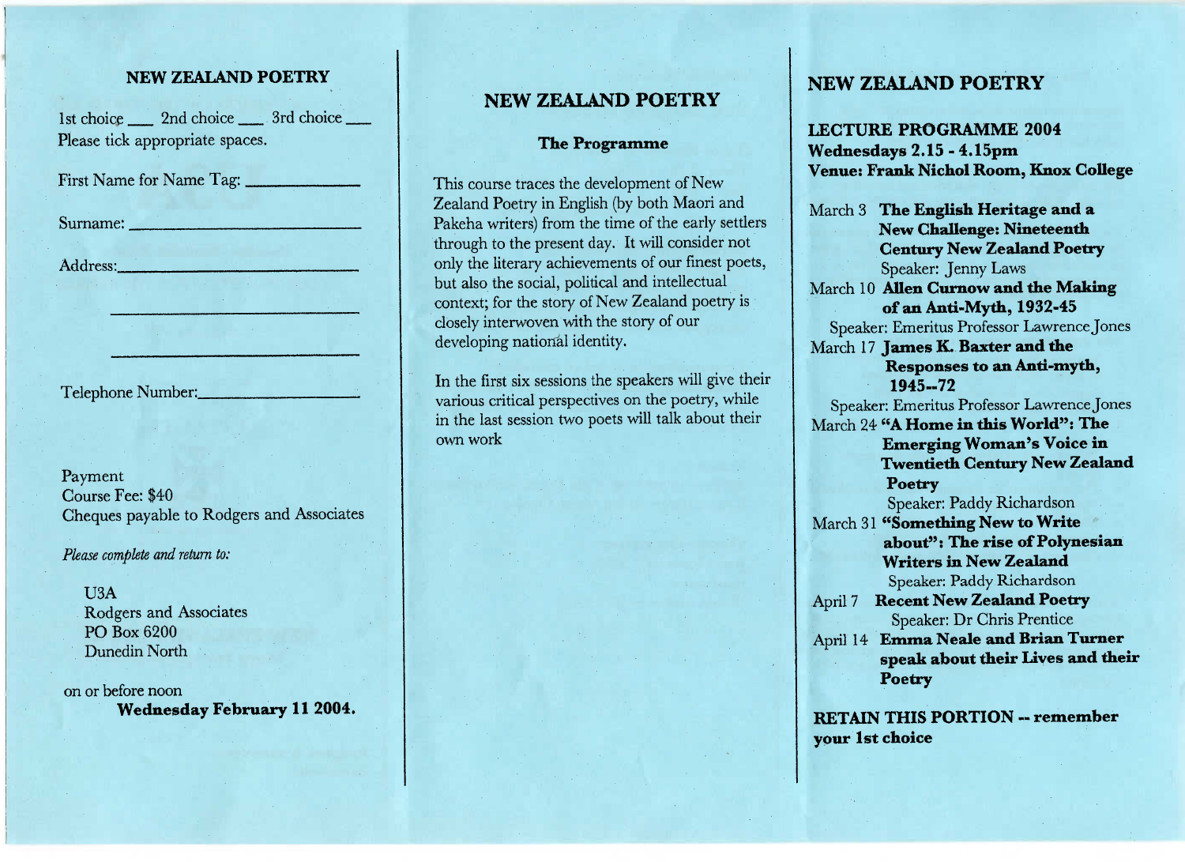## NEW ZEALAND POETRY

1st choice ___ 2nd choice ___ 3rd choice ___
Please tick appropriate spaces.

First Name for Name Tag: ____________

Surname: ____________

Address: ____________

____________

____________

Telephone Number: ____________

Payment
Course Fee: $40
Cheques payable to Rodgers and Associates

*Please complete and return to:*

U3A
Rodgers and Associates
PO Box 6200
Dunedin North

on or before noon
**Wednesday February 11 2004.**

## NEW ZEALAND POETRY

### The Programme

This course traces the development of New Zealand Poetry in English (by both Maori and Pakeha writers) from the time of the early settlers through to the present day. It will consider not only the literary achievements of our finest poets, but also the social, political and intellectual context; for the story of New Zealand poetry is closely interwoven with the story of our developing national identity.

In the first six sessions the speakers will give their various critical perspectives on the poetry, while in the last session two poets will talk about their own work

## NEW ZEALAND POETRY

**LECTURE PROGRAMME 2004**
**Wednesdays 2.15 - 4.15pm**
**Venue: Frank Nichol Room, Knox College**

March 3 **The English Heritage and a New Challenge: Nineteenth Century New Zealand Poetry**
Speaker: Jenny Laws

March 10 **Allen Curnow and the Making of an Anti-Myth, 1932-45**
Speaker: Emeritus Professor Lawrence Jones

March 17 **James K. Baxter and the Responses to an Anti-myth, 1945--72**
Speaker: Emeritus Professor Lawrence Jones

March 24 **"A Home in this World": The Emerging Woman's Voice in Twentieth Century New Zealand Poetry**
Speaker: Paddy Richardson

March 31 **"Something New to Write about": The rise of Polynesian Writers in New Zealand**
Speaker: Paddy Richardson

April 7 **Recent New Zealand Poetry**
Speaker: Dr Chris Prentice

April 14 **Emma Neale and Brian Turner speak about their Lives and their Poetry**

**RETAIN THIS PORTION -- remember your 1st choice**